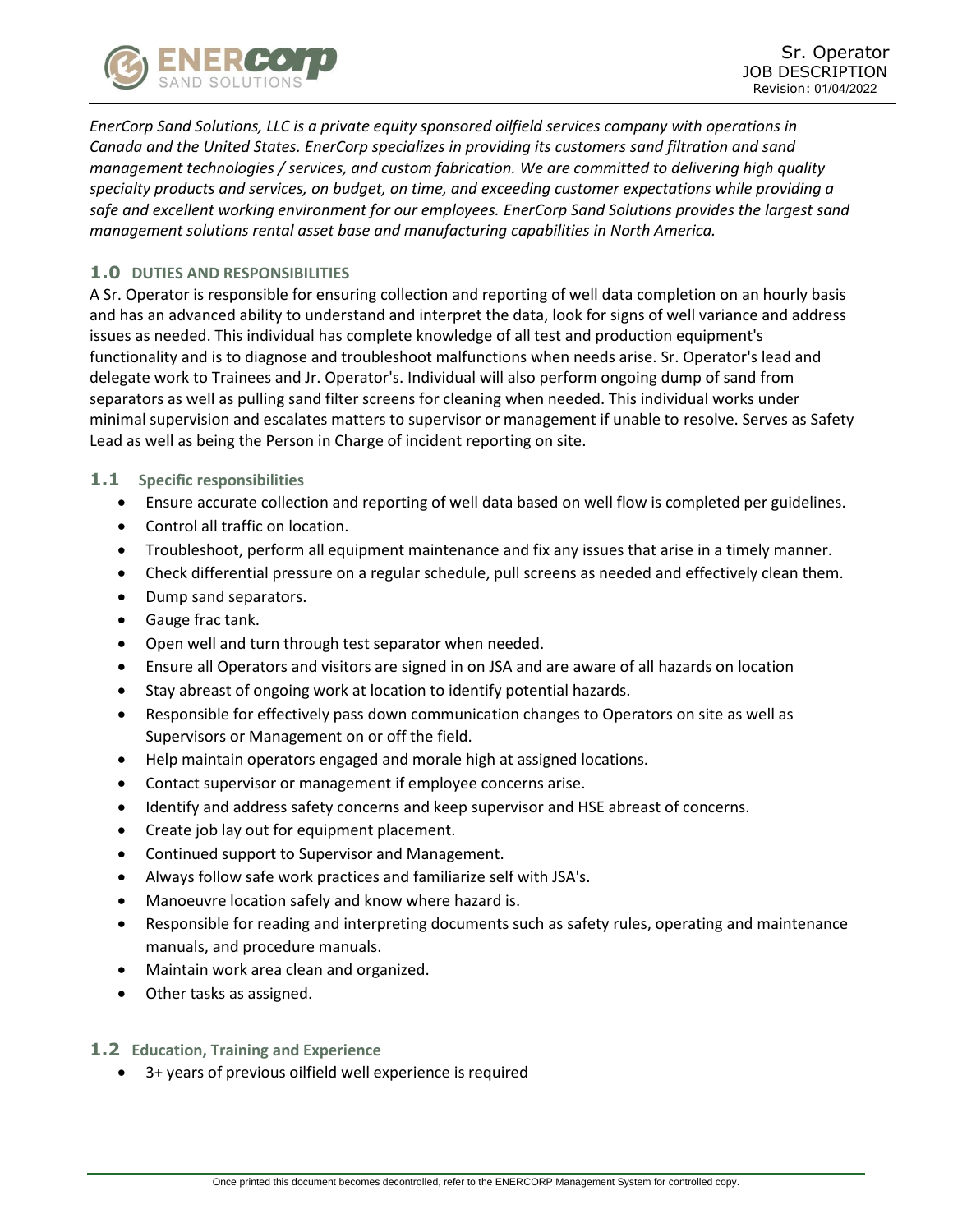# Sr. Operator
JOB DESCRIPTION
Revision: 01/04/2022

*EnerCorp Sand Solutions, LLC is a private equity sponsored oilfield services company with operations in Canada and the United States. EnerCorp specializes in providing its customers sand filtration and sand management technologies / services, and custom fabrication. We are committed to delivering high quality specialty products and services, on budget, on time, and exceeding customer expectations while providing a safe and excellent working environment for our employees. EnerCorp Sand Solutions provides the largest sand management solutions rental asset base and manufacturing capabilities in North America.*

## 1.0 DUTIES AND RESPONSIBILITIES

A Sr. Operator is responsible for ensuring collection and reporting of well data completion on an hourly basis and has an advanced ability to understand and interpret the data, look for signs of well variance and address issues as needed. This individual has complete knowledge of all test and production equipment's functionality and is to diagnose and troubleshoot malfunctions when needs arise. Sr. Operator's lead and delegate work to Trainees and Jr. Operator's. Individual will also perform ongoing dump of sand from separators as well as pulling sand filter screens for cleaning when needed. This individual works under minimal supervision and escalates matters to supervisor or management if unable to resolve. Serves as Safety Lead as well as being the Person in Charge of incident reporting on site.

### 1.1 Specific responsibilities

- Ensure accurate collection and reporting of well data based on well flow is completed per guidelines.
- Control all traffic on location.
- Troubleshoot, perform all equipment maintenance and fix any issues that arise in a timely manner.
- Check differential pressure on a regular schedule, pull screens as needed and effectively clean them.
- Dump sand separators.
- Gauge frac tank.
- Open well and turn through test separator when needed.
- Ensure all Operators and visitors are signed in on JSA and are aware of all hazards on location
- Stay abreast of ongoing work at location to identify potential hazards.
- Responsible for effectively pass down communication changes to Operators on site as well as Supervisors or Management on or off the field.
- Help maintain operators engaged and morale high at assigned locations.
- Contact supervisor or management if employee concerns arise.
- Identify and address safety concerns and keep supervisor and HSE abreast of concerns.
- Create job lay out for equipment placement.
- Continued support to Supervisor and Management.
- Always follow safe work practices and familiarize self with JSA's.
- Manoeuvre location safely and know where hazard is.
- Responsible for reading and interpreting documents such as safety rules, operating and maintenance manuals, and procedure manuals.
- Maintain work area clean and organized.
- Other tasks as assigned.

### 1.2 Education, Training and Experience

- 3+ years of previous oilfield well experience is required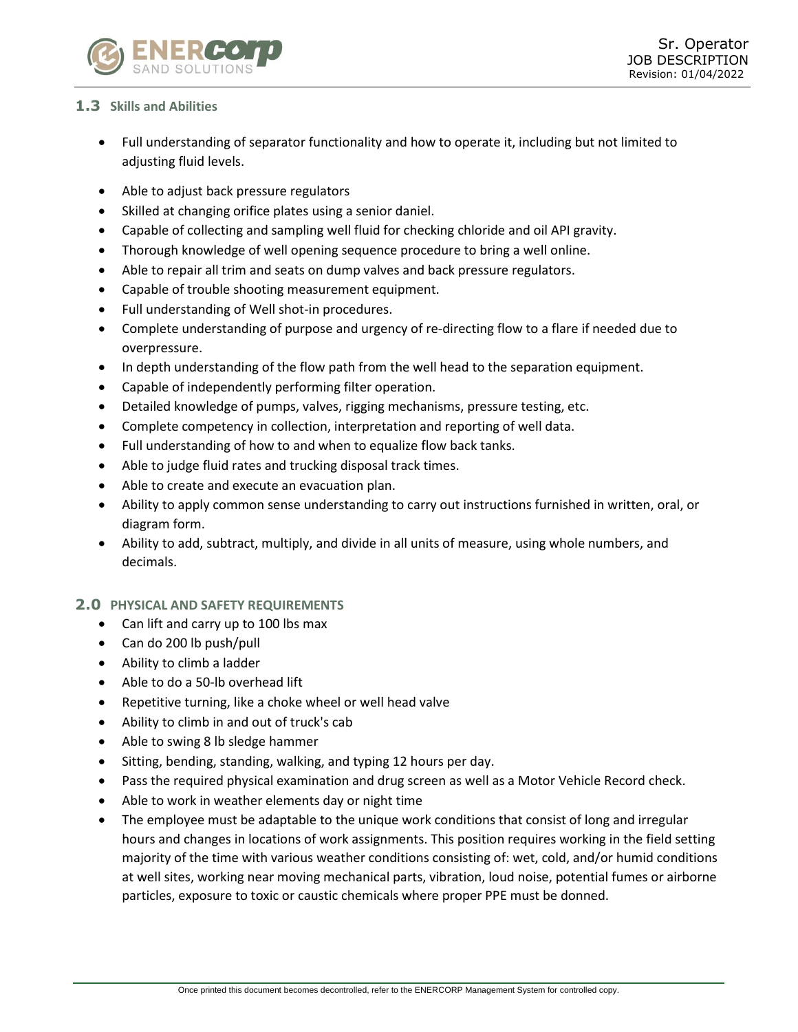### 1.3 Skills and Abilities

- Full understanding of separator functionality and how to operate it, including but not limited to adjusting fluid levels.
- Able to adjust back pressure regulators
- Skilled at changing orifice plates using a senior daniel.
- Capable of collecting and sampling well fluid for checking chloride and oil API gravity.
- Thorough knowledge of well opening sequence procedure to bring a well online.
- Able to repair all trim and seats on dump valves and back pressure regulators.
- Capable of trouble shooting measurement equipment.
- Full understanding of Well shot-in procedures.
- Complete understanding of purpose and urgency of re-directing flow to a flare if needed due to overpressure.
- In depth understanding of the flow path from the well head to the separation equipment.
- Capable of independently performing filter operation.
- Detailed knowledge of pumps, valves, rigging mechanisms, pressure testing, etc.
- Complete competency in collection, interpretation and reporting of well data.
- Full understanding of how to and when to equalize flow back tanks.
- Able to judge fluid rates and trucking disposal track times.
- Able to create and execute an evacuation plan.
- Ability to apply common sense understanding to carry out instructions furnished in written, oral, or diagram form.
- Ability to add, subtract, multiply, and divide in all units of measure, using whole numbers, and decimals.

## 2.0 PHYSICAL AND SAFETY REQUIREMENTS

- Can lift and carry up to 100 lbs max
- Can do 200 lb push/pull
- Ability to climb a ladder
- Able to do a 50-lb overhead lift
- Repetitive turning, like a choke wheel or well head valve
- Ability to climb in and out of truck's cab
- Able to swing 8 lb sledge hammer
- Sitting, bending, standing, walking, and typing 12 hours per day.
- Pass the required physical examination and drug screen as well as a Motor Vehicle Record check.
- Able to work in weather elements day or night time
- The employee must be adaptable to the unique work conditions that consist of long and irregular hours and changes in locations of work assignments. This position requires working in the field setting majority of the time with various weather conditions consisting of: wet, cold, and/or humid conditions at well sites, working near moving mechanical parts, vibration, loud noise, potential fumes or airborne particles, exposure to toxic or caustic chemicals where proper PPE must be donned.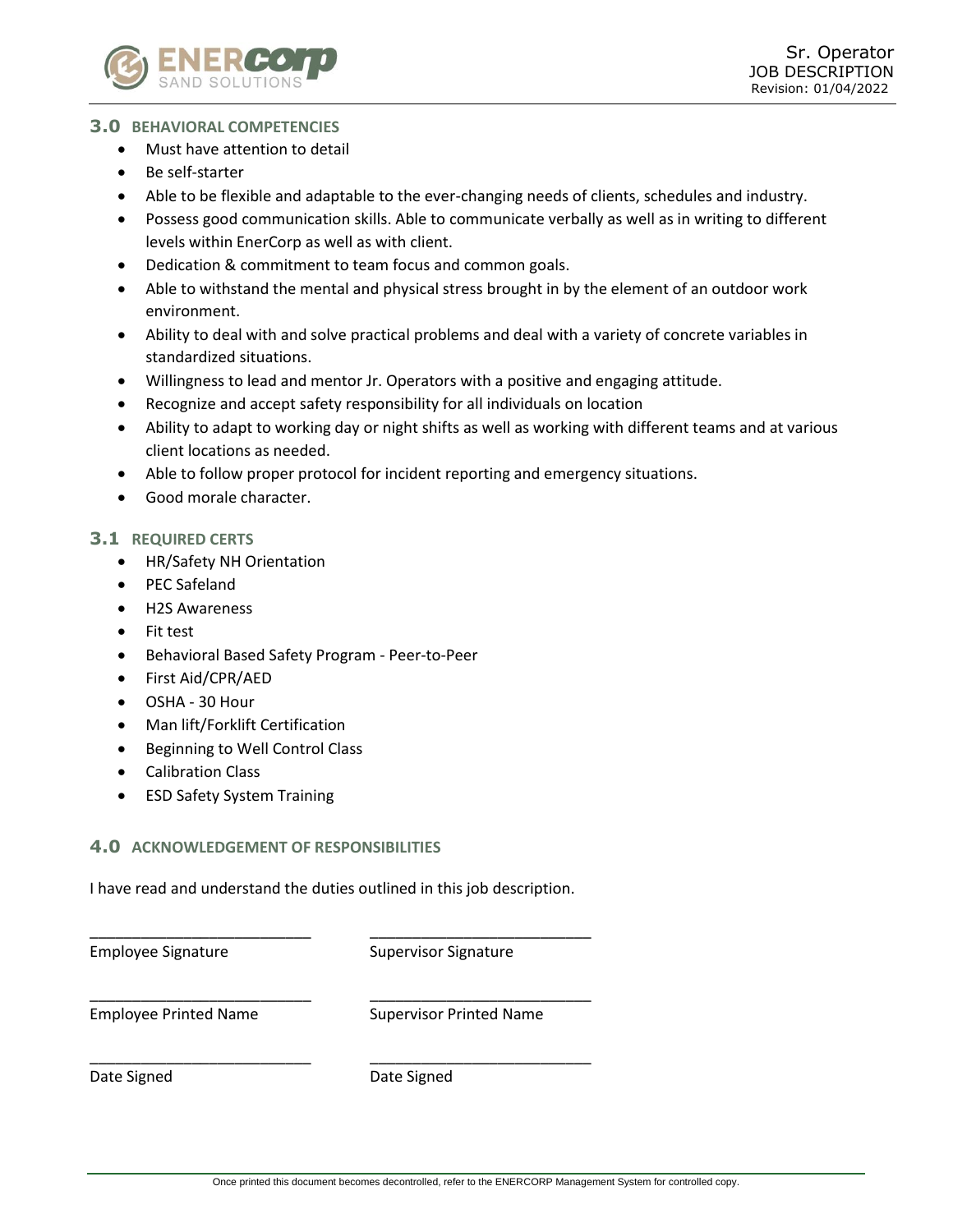## 3.0 BEHAVIORAL COMPETENCIES

- Must have attention to detail
- Be self-starter
- Able to be flexible and adaptable to the ever-changing needs of clients, schedules and industry.
- Possess good communication skills. Able to communicate verbally as well as in writing to different levels within EnerCorp as well as with client.
- Dedication & commitment to team focus and common goals.
- Able to withstand the mental and physical stress brought in by the element of an outdoor work environment.
- Ability to deal with and solve practical problems and deal with a variety of concrete variables in standardized situations.
- Willingness to lead and mentor Jr. Operators with a positive and engaging attitude.
- Recognize and accept safety responsibility for all individuals on location
- Ability to adapt to working day or night shifts as well as working with different teams and at various client locations as needed.
- Able to follow proper protocol for incident reporting and emergency situations.
- Good morale character.

## 3.1 REQUIRED CERTS

- HR/Safety NH Orientation
- PEC Safeland
- H2S Awareness
- Fit test
- Behavioral Based Safety Program - Peer-to-Peer
- First Aid/CPR/AED
- OSHA - 30 Hour
- Man lift/Forklift Certification
- Beginning to Well Control Class
- Calibration Class
- ESD Safety System Training

## 4.0 ACKNOWLEDGEMENT OF RESPONSIBILITIES

I have read and understand the duties outlined in this job description.

| | |
|---|---|
| ___________________________ | ___________________________ |
| Employee Signature | Supervisor Signature |
| ___________________________ | ___________________________ |
| Employee Printed Name | Supervisor Printed Name |
| ___________________________ | ___________________________ |
| Date Signed | Date Signed |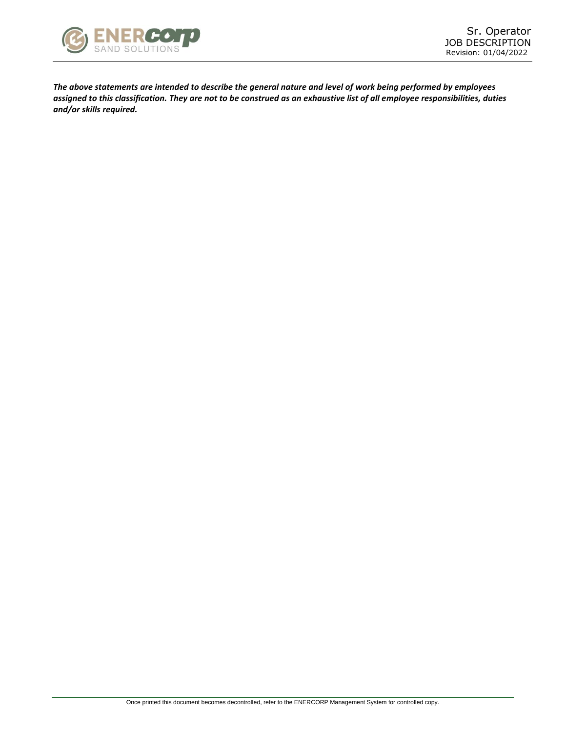***The above statements are intended to describe the general nature and level of work being performed by employees assigned to this classification. They are not to be construed as an exhaustive list of all employee responsibilities, duties and/or skills required.***